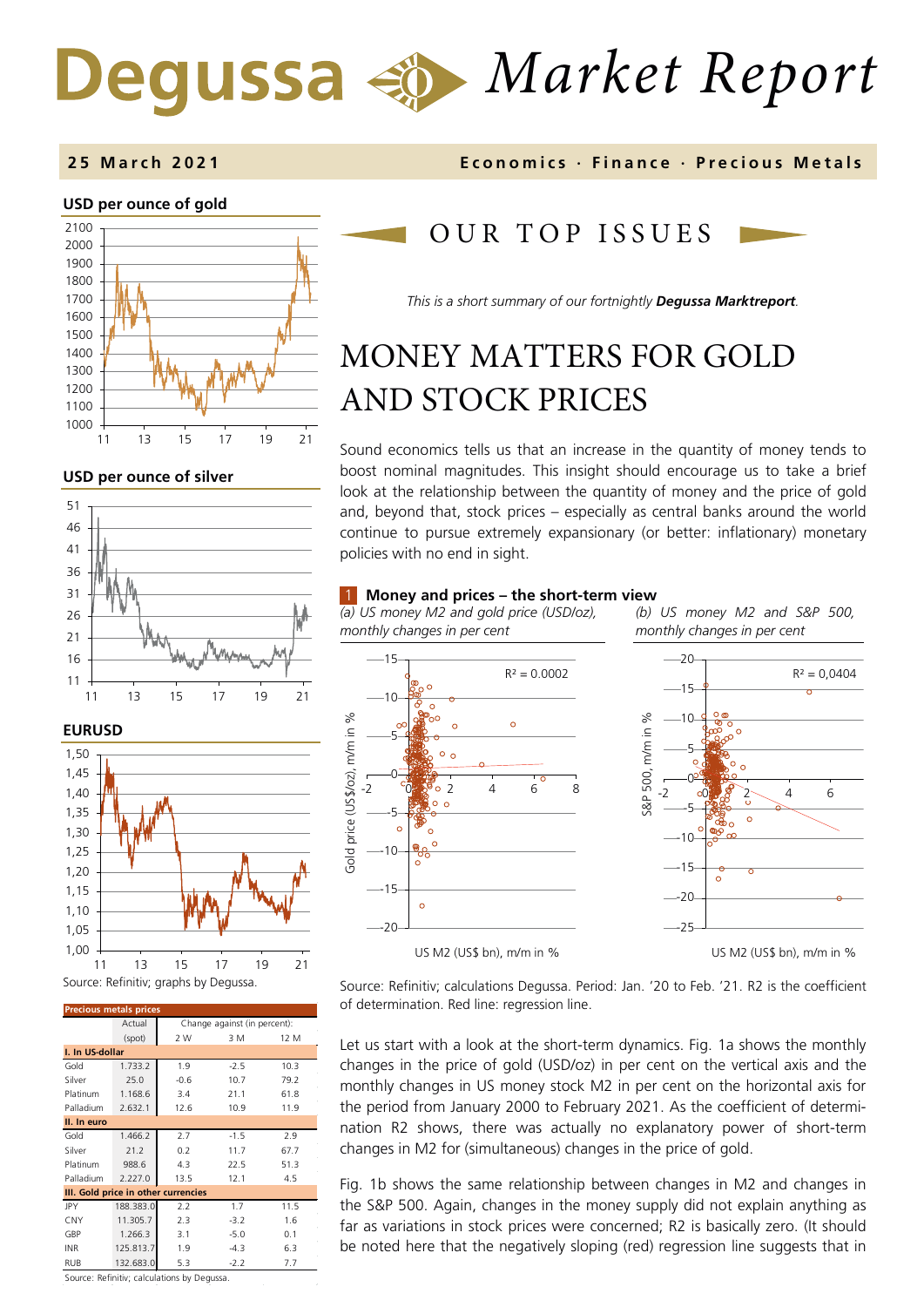# Degussa Market Report

**25 March 2021** — Economics · Finance · Precious Metals

**USD per ounce of gold**

**USD per ounce of silver**

**EURUSD**

Source: Refinitiv; graphs by Degussa.

**Precious metals prices**

| | Actual (spot) | Change against (in percent): 2 W | 3 M | 12 M |
|---|---|---|---|---|
| **I. In US-dollar** | | | | |
| Gold | 1.733.2 | 1.9 | -2.5 | 10.3 |
| Silver | 25.0 | -0.6 | 10.7 | 79.2 |
| Platinum | 1.168.6 | 3.4 | 21.1 | 61.8 |
| Palladium | 2.632.1 | 12.6 | 10.9 | 11.9 |
| **II. In euro** | | | | |
| Gold | 1.466.2 | 2.7 | -1.5 | 2.9 |
| Silver | 21.2 | 0.2 | 11.7 | 67.7 |
| Platinum | 988.6 | 4.3 | 22.5 | 51.3 |
| Palladium | 2.227.0 | 13.5 | 12.1 | 4.5 |
| **III. Gold price in other currencies** | | | | |
| JPY | 188.383.0 | 2.2 | 1.7 | 11.5 |
| CNY | 11.305.7 | 2.3 | -3.2 | 1.6 |
| GBP | 1.266.3 | 3.1 | -5.0 | 0.1 |
| INR | 125.813.7 | 1.9 | -4.3 | 6.3 |
| RUB | 132.683.0 | 5.3 | -2.2 | 7.7 |

Source: Refinitiv; calculations by Degussa.

## OUR TOP ISSUES

*This is a short summary of our fortnightly* ***Degussa Marktreport****.*

# MONEY MATTERS FOR GOLD AND STOCK PRICES

Sound economics tells us that an increase in the quantity of money tends to boost nominal magnitudes. This insight should encourage us to take a brief look at the relationship between the quantity of money and the price of gold and, beyond that, stock prices – especially as central banks around the world continue to pursue extremely expansionary (or better: inflationary) monetary policies with no end in sight.

**1 Money and prices – the short-term view**

*(a) US money M2 and gold price (USD/oz), monthly changes in per cent*

*(b) US money M2 and S&P 500, monthly changes in per cent*

Source: Refinitiv; calculations Degussa. Period: Jan. '20 to Feb. '21. R2 is the coefficient of determination. Red line: regression line.

Let us start with a look at the short-term dynamics. Fig. 1a shows the monthly changes in the price of gold (USD/oz) in per cent on the vertical axis and the monthly changes in US money stock M2 in per cent on the horizontal axis for the period from January 2000 to February 2021. As the coefficient of determination R2 shows, there was actually no explanatory power of short-term changes in M2 for (simultaneous) changes in the price of gold.

Fig. 1b shows the same relationship between changes in M2 and changes in the S&P 500. Again, changes in the money supply did not explain anything as far as variations in stock prices were concerned; R2 is basically zero. (It should be noted here that the negatively sloping (red) regression line suggests that in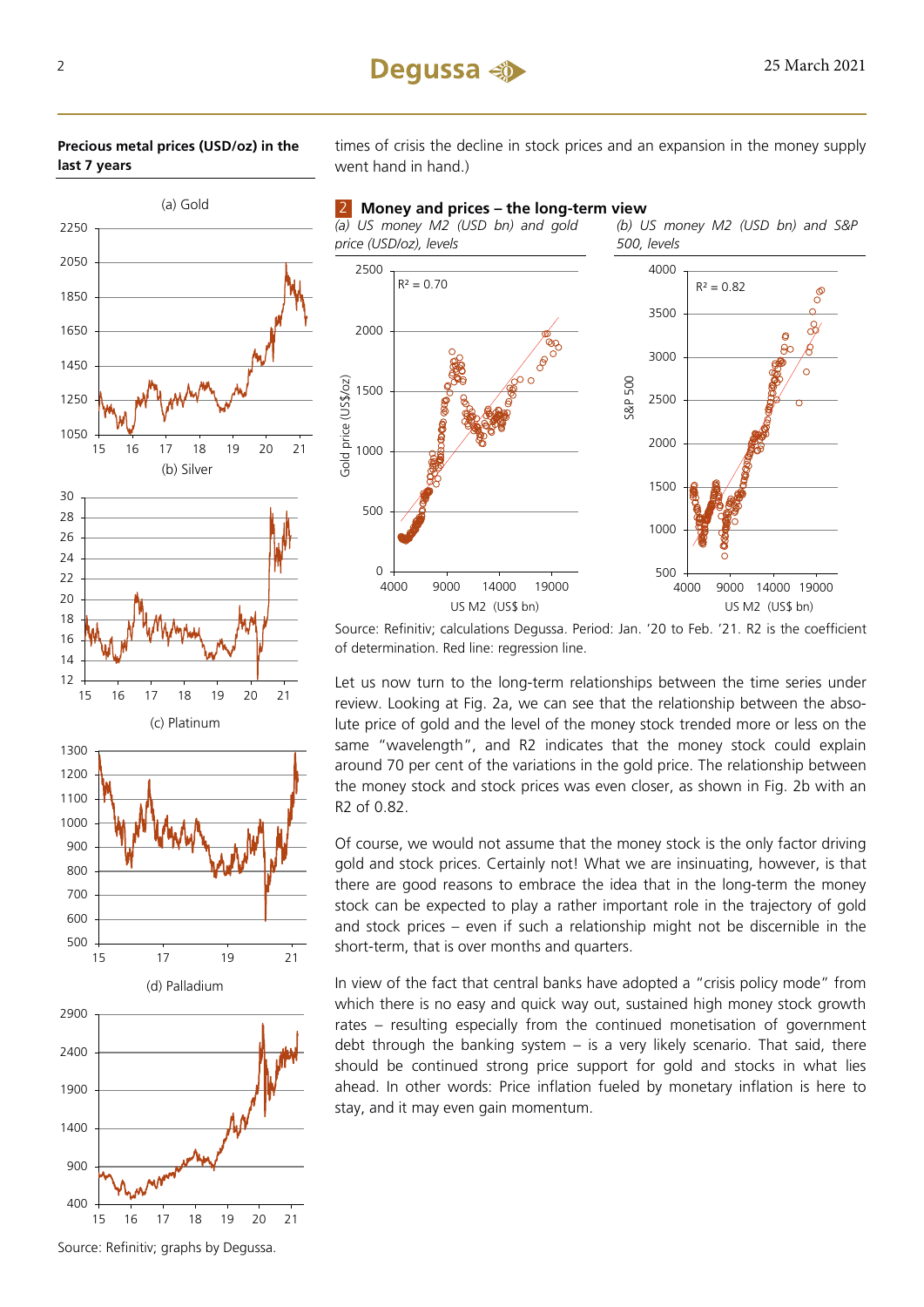**Precious metal prices (USD/oz) in the last 7 years**

(a) Gold

(b) Silver

(c) Platinum

(d) Palladium

Source: Refinitiv; graphs by Degussa.

times of crisis the decline in stock prices and an expansion in the money supply went hand in hand.)

**2 Money and prices – the long-term view**

*(a) US money M2 (USD bn) and gold price (USD/oz), levels*

*(b) US money M2 (USD bn) and S&P 500, levels*

Source: Refinitiv; calculations Degussa. Period: Jan. '20 to Feb. '21. R2 is the coefficient of determination. Red line: regression line.

Let us now turn to the long-term relationships between the time series under review. Looking at Fig. 2a, we can see that the relationship between the absolute price of gold and the level of the money stock trended more or less on the same "wavelength", and R2 indicates that the money stock could explain around 70 per cent of the variations in the gold price. The relationship between the money stock and stock prices was even closer, as shown in Fig. 2b with an R2 of 0.82.

Of course, we would not assume that the money stock is the only factor driving gold and stock prices. Certainly not! What we are insinuating, however, is that there are good reasons to embrace the idea that in the long-term the money stock can be expected to play a rather important role in the trajectory of gold and stock prices – even if such a relationship might not be discernible in the short-term, that is over months and quarters.

In view of the fact that central banks have adopted a "crisis policy mode" from which there is no easy and quick way out, sustained high money stock growth rates – resulting especially from the continued monetisation of government debt through the banking system – is a very likely scenario. That said, there should be continued strong price support for gold and stocks in what lies ahead. In other words: Price inflation fueled by monetary inflation is here to stay, and it may even gain momentum.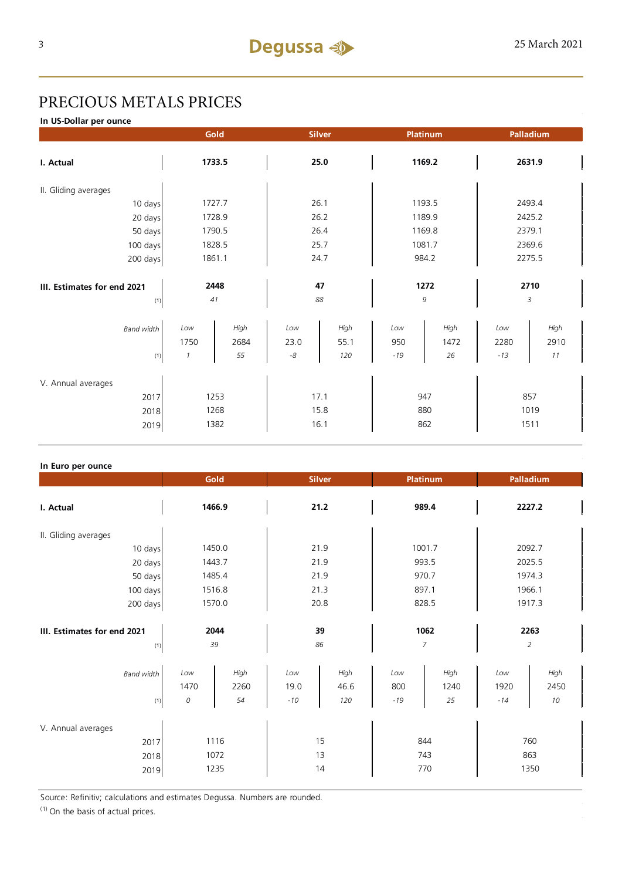# PRECIOUS METALS PRICES

**In US-Dollar per ounce**

| | Gold | | Silver | | Platinum | | Palladium | |
|---|---|---|---|---|---|---|---|---|
| **I. Actual** | **1733.5** | | **25.0** | | **1169.2** | | **2631.9** | |
| II. Gliding averages | | | | | | | | |
| 10 days | 1727.7 | | 26.1 | | 1193.5 | | 2493.4 | |
| 20 days | 1728.9 | | 26.2 | | 1189.9 | | 2425.2 | |
| 50 days | 1790.5 | | 26.4 | | 1169.8 | | 2379.1 | |
| 100 days | 1828.5 | | 25.7 | | 1081.7 | | 2369.6 | |
| 200 days | 1861.1 | | 24.7 | | 984.2 | | 2275.5 | |
| **III. Estimates for end 2021** | **2448** | | **47** | | **1272** | | **2710** | |
| (1) | *41* | | *88* | | *9* | | *3* | |
| *Band width* | *Low* | *High* | *Low* | *High* | *Low* | *High* | *Low* | *High* |
| | 1750 | 2684 | 23.0 | 55.1 | 950 | 1472 | 2280 | 2910 |
| (1) | *1* | *55* | *-8* | *120* | *-19* | *26* | *-13* | *11* |
| V. Annual averages | | | | | | | | |
| 2017 | 1253 | | 17.1 | | 947 | | 857 | |
| 2018 | 1268 | | 15.8 | | 880 | | 1019 | |
| 2019 | 1382 | | 16.1 | | 862 | | 1511 | |

**In Euro per ounce**

| | Gold | | Silver | | Platinum | | Palladium | |
|---|---|---|---|---|---|---|---|---|
| **I. Actual** | **1466.9** | | **21.2** | | **989.4** | | **2227.2** | |
| II. Gliding averages | | | | | | | | |
| 10 days | 1450.0 | | 21.9 | | 1001.7 | | 2092.7 | |
| 20 days | 1443.7 | | 21.9 | | 993.5 | | 2025.5 | |
| 50 days | 1485.4 | | 21.9 | | 970.7 | | 1974.3 | |
| 100 days | 1516.8 | | 21.3 | | 897.1 | | 1966.1 | |
| 200 days | 1570.0 | | 20.8 | | 828.5 | | 1917.3 | |
| **III. Estimates for end 2021** | **2044** | | **39** | | **1062** | | **2263** | |
| (1) | *39* | | *86* | | *7* | | *2* | |
| *Band width* | *Low* | *High* | *Low* | *High* | *Low* | *High* | *Low* | *High* |
| | 1470 | 2260 | 19.0 | 46.6 | 800 | 1240 | 1920 | 2450 |
| (1) | *0* | *54* | *-10* | *120* | *-19* | *25* | *-14* | *10* |
| V. Annual averages | | | | | | | | |
| 2017 | 1116 | | 15 | | 844 | | 760 | |
| 2018 | 1072 | | 13 | | 743 | | 863 | |
| 2019 | 1235 | | 14 | | 770 | | 1350 | |

Source: Refinitiv; calculations and estimates Degussa. Numbers are rounded.

(1) On the basis of actual prices.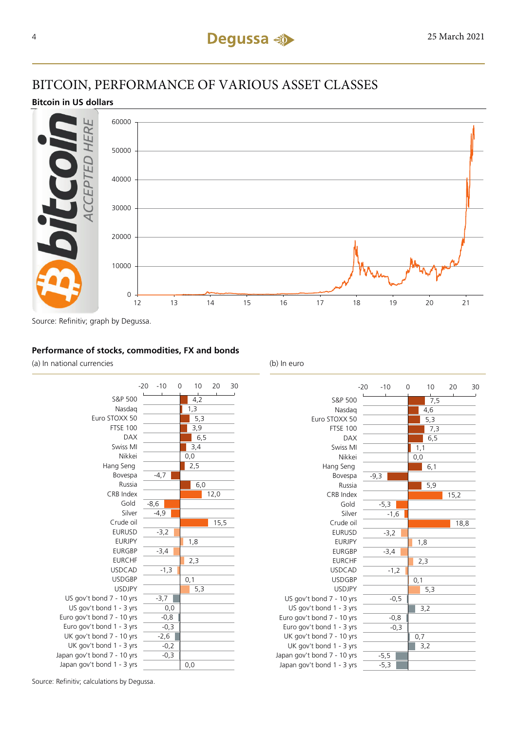# BITCOIN, PERFORMANCE OF VARIOUS ASSET CLASSES

**Bitcoin in US dollars**

Source: Refinitiv; graph by Degussa.

**Performance of stocks, commodities, FX and bonds**

| | (a) In national currencies | (b) In euro |
|---|---|---|
| S&P 500 | 4,2 | 7,5 |
| Nasdaq | 1,3 | 4,6 |
| Euro STOXX 50 | 5,3 | 5,3 |
| FTSE 100 | 3,9 | 7,3 |
| DAX | 6,5 | 6,5 |
| Swiss MI | 3,4 | 1,1 |
| Nikkei | 0,0 | 0,0 |
| Hang Seng | 2,5 | 6,1 |
| Bovespa | -4,7 | -9,3 |
| Russia | 6,0 | 5,9 |
| CRB Index | 12,0 | 15,2 |
| Gold | -8,6 | -5,3 |
| Silver | -4,9 | -1,6 |
| Crude oil | 15,5 | 18,8 |
| EURUSD | -3,2 | -3,2 |
| EURJPY | 1,8 | 1,8 |
| EURGBP | -3,4 | -3,4 |
| EURCHF | 2,3 | 2,3 |
| USDCAD | -1,3 | -1,2 |
| USDGBP | 0,1 | 0,1 |
| USDJPY | 5,3 | 5,3 |
| US gov't bond 7 - 10 yrs | -3,7 | -0,5 |
| US gov't bond 1 - 3 yrs | 0,0 | 3,2 |
| Euro gov't bond 7 - 10 yrs | -0,8 | -0,8 |
| Euro gov't bond 1 - 3 yrs | -0,3 | -0,3 |
| UK gov't bond 7 - 10 yrs | -2,6 | 0,7 |
| UK gov't bond 1 - 3 yrs | -0,2 | 3,2 |
| Japan gov't bond 7 - 10 yrs | -0,3 | -5,5 |
| Japan gov't bond 1 - 3 yrs | 0,0 | -5,3 |

Source: Refinitiv; calculations by Degussa.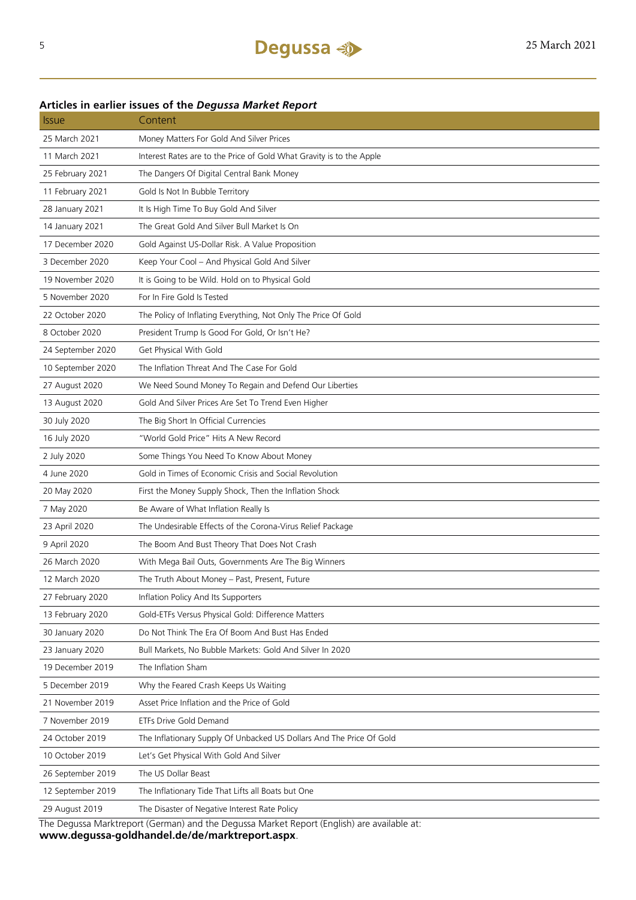### Articles in earlier issues of the *Degussa Market Report*

| Issue | Content |
|---|---|
| 25 March 2021 | Money Matters For Gold And Silver Prices |
| 11 March 2021 | Interest Rates are to the Price of Gold What Gravity is to the Apple |
| 25 February 2021 | The Dangers Of Digital Central Bank Money |
| 11 February 2021 | Gold Is Not In Bubble Territory |
| 28 January 2021 | It Is High Time To Buy Gold And Silver |
| 14 January 2021 | The Great Gold And Silver Bull Market Is On |
| 17 December 2020 | Gold Against US-Dollar Risk. A Value Proposition |
| 3 December 2020 | Keep Your Cool – And Physical Gold And Silver |
| 19 November 2020 | It is Going to be Wild. Hold on to Physical Gold |
| 5 November 2020 | For In Fire Gold Is Tested |
| 22 October 2020 | The Policy of Inflating Everything, Not Only The Price Of Gold |
| 8 October 2020 | President Trump Is Good For Gold, Or Isn't He? |
| 24 September 2020 | Get Physical With Gold |
| 10 September 2020 | The Inflation Threat And The Case For Gold |
| 27 August 2020 | We Need Sound Money To Regain and Defend Our Liberties |
| 13 August 2020 | Gold And Silver Prices Are Set To Trend Even Higher |
| 30 July 2020 | The Big Short In Official Currencies |
| 16 July 2020 | "World Gold Price" Hits A New Record |
| 2 July 2020 | Some Things You Need To Know About Money |
| 4 June 2020 | Gold in Times of Economic Crisis and Social Revolution |
| 20 May 2020 | First the Money Supply Shock, Then the Inflation Shock |
| 7 May 2020 | Be Aware of What Inflation Really Is |
| 23 April 2020 | The Undesirable Effects of the Corona-Virus Relief Package |
| 9 April 2020 | The Boom And Bust Theory That Does Not Crash |
| 26 March 2020 | With Mega Bail Outs, Governments Are The Big Winners |
| 12 March 2020 | The Truth About Money – Past, Present, Future |
| 27 February 2020 | Inflation Policy And Its Supporters |
| 13 February 2020 | Gold-ETFs Versus Physical Gold: Difference Matters |
| 30 January 2020 | Do Not Think The Era Of Boom And Bust Has Ended |
| 23 January 2020 | Bull Markets, No Bubble Markets: Gold And Silver In 2020 |
| 19 December 2019 | The Inflation Sham |
| 5 December 2019 | Why the Feared Crash Keeps Us Waiting |
| 21 November 2019 | Asset Price Inflation and the Price of Gold |
| 7 November 2019 | ETFs Drive Gold Demand |
| 24 October 2019 | The Inflationary Supply Of Unbacked US Dollars And The Price Of Gold |
| 10 October 2019 | Let's Get Physical With Gold And Silver |
| 26 September 2019 | The US Dollar Beast |
| 12 September 2019 | The Inflationary Tide That Lifts all Boats but One |
| 29 August 2019 | The Disaster of Negative Interest Rate Policy |

The Degussa Marktreport (German) and the Degussa Market Report (English) are available at:
**www.degussa-goldhandel.de/de/marktreport.aspx**.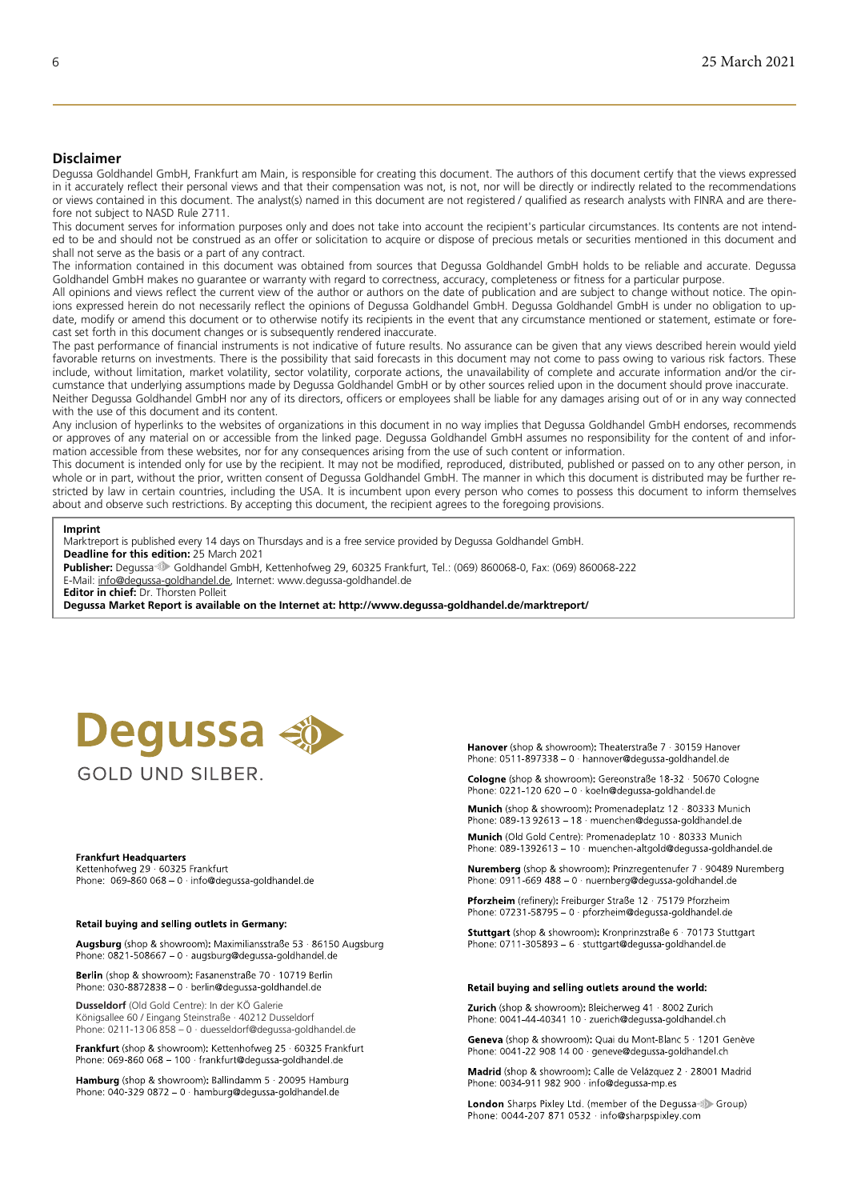## Disclaimer

Degussa Goldhandel GmbH, Frankfurt am Main, is responsible for creating this document. The authors of this document certify that the views expressed in it accurately reflect their personal views and that their compensation was not, is not, nor will be directly or indirectly related to the recommendations or views contained in this document. The analyst(s) named in this document are not registered / qualified as research analysts with FINRA and are therefore not subject to NASD Rule 2711.

This document serves for information purposes only and does not take into account the recipient's particular circumstances. Its contents are not intended to be and should not be construed as an offer or solicitation to acquire or dispose of precious metals or securities mentioned in this document and shall not serve as the basis or a part of any contract.

The information contained in this document was obtained from sources that Degussa Goldhandel GmbH holds to be reliable and accurate. Degussa Goldhandel GmbH makes no guarantee or warranty with regard to correctness, accuracy, completeness or fitness for a particular purpose.

All opinions and views reflect the current view of the author or authors on the date of publication and are subject to change without notice. The opinions expressed herein do not necessarily reflect the opinions of Degussa Goldhandel GmbH. Degussa Goldhandel GmbH is under no obligation to update, modify or amend this document or to otherwise notify its recipients in the event that any circumstance mentioned or statement, estimate or forecast set forth in this document changes or is subsequently rendered inaccurate.

The past performance of financial instruments is not indicative of future results. No assurance can be given that any views described herein would yield favorable returns on investments. There is the possibility that said forecasts in this document may not come to pass owing to various risk factors. These include, without limitation, market volatility, sector volatility, corporate actions, the unavailability of complete and accurate information and/or the circumstance that underlying assumptions made by Degussa Goldhandel GmbH or by other sources relied upon in the document should prove inaccurate.

Neither Degussa Goldhandel GmbH nor any of its directors, officers or employees shall be liable for any damages arising out of or in any way connected with the use of this document and its content.

Any inclusion of hyperlinks to the websites of organizations in this document in no way implies that Degussa Goldhandel GmbH endorses, recommends or approves of any material on or accessible from the linked page. Degussa Goldhandel GmbH assumes no responsibility for the content of and information accessible from these websites, nor for any consequences arising from the use of such content or information.

This document is intended only for use by the recipient. It may not be modified, reproduced, distributed, published or passed on to any other person, in whole or in part, without the prior, written consent of Degussa Goldhandel GmbH. The manner in which this document is distributed may be further restricted by law in certain countries, including the USA. It is incumbent upon every person who comes to possess this document to inform themselves about and observe such restrictions. By accepting this document, the recipient agrees to the foregoing provisions.

**Imprint**

Marktreport is published every 14 days on Thursdays and is a free service provided by Degussa Goldhandel GmbH.

**Deadline for this edition:** 25 March 2021

**Publisher:** Degussa Goldhandel GmbH, Kettenhofweg 29, 60325 Frankfurt, Tel.: (069) 860068-0, Fax: (069) 860068-222

E-Mail: info@degussa-goldhandel.de, Internet: www.degussa-goldhandel.de

**Editor in chief:** Dr. Thorsten Polleit

**Degussa Market Report is available on the Internet at: http://www.degussa-goldhandel.de/marktreport/**

Degussa

GOLD UND SILBER.

**Frankfurt Headquarters**
Kettenhofweg 29 · 60325 Frankfurt
Phone: 069-860 068 – 0 · info@degussa-goldhandel.de

**Retail buying and selling outlets in Germany:**

**Augsburg** (shop & showroom): Maximiliansstraße 53 · 86150 Augsburg
Phone: 0821-508667 – 0 · augsburg@degussa-goldhandel.de

**Berlin** (shop & showroom): Fasanenstraße 70 · 10719 Berlin
Phone: 030-8872838 – 0 · berlin@degussa-goldhandel.de

**Dusseldorf** (Old Gold Centre): In der KÖ Galerie
Königsallee 60 / Eingang Steinstraße · 40212 Dusseldorf
Phone: 0211-13 06 858 – 0 · duesseldorf@degussa-goldhandel.de

**Frankfurt** (shop & showroom): Kettenhofweg 25 · 60325 Frankfurt
Phone: 069-860 068 – 100 · frankfurt@degussa-goldhandel.de

**Hamburg** (shop & showroom): Ballindamm 5 · 20095 Hamburg
Phone: 040-329 0872 – 0 · hamburg@degussa-goldhandel.de

**Hanover** (shop & showroom): Theaterstraße 7 · 30159 Hanover
Phone: 0511-897338 – 0 · hannover@degussa-goldhandel.de

**Cologne** (shop & showroom): Gereonstraße 18-32 · 50670 Cologne
Phone: 0221-120 620 – 0 · koeln@degussa-goldhandel.de

**Munich** (shop & showroom): Promenadeplatz 12 · 80333 Munich
Phone: 089-13 92613 – 18 · muenchen@degussa-goldhandel.de

**Munich** (Old Gold Centre): Promenadeplatz 10 · 80333 Munich
Phone: 089-1392613 – 10 · muenchen-altgold@degussa-goldhandel.de

**Nuremberg** (shop & showroom): Prinzregentenufer 7 · 90489 Nuremberg
Phone: 0911-669 488 – 0 · nuernberg@degussa-goldhandel.de

**Pforzheim** (refinery): Freiburger Straße 12 · 75179 Pforzheim
Phone: 07231-58795 – 0 · pforzheim@degussa-goldhandel.de

**Stuttgart** (shop & showroom): Kronprinzstraße 6 · 70173 Stuttgart
Phone: 0711-305893 – 6 · stuttgart@degussa-goldhandel.de

**Retail buying and selling outlets around the world:**

**Zurich** (shop & showroom): Bleicherweg 41 · 8002 Zurich
Phone: 0041-44-40341 10 · zuerich@degussa-goldhandel.ch

**Geneva** (shop & showroom): Quai du Mont-Blanc 5 · 1201 Genève
Phone: 0041-22 908 14 00 · geneve@degussa-goldhandel.ch

**Madrid** (shop & showroom): Calle de Velázquez 2 · 28001 Madrid
Phone: 0034-911 982 900 · info@degussa-mp.es

**London** Sharps Pixley Ltd. (member of the Degussa Group)
Phone: 0044-207 871 0532 · info@sharpspixley.com